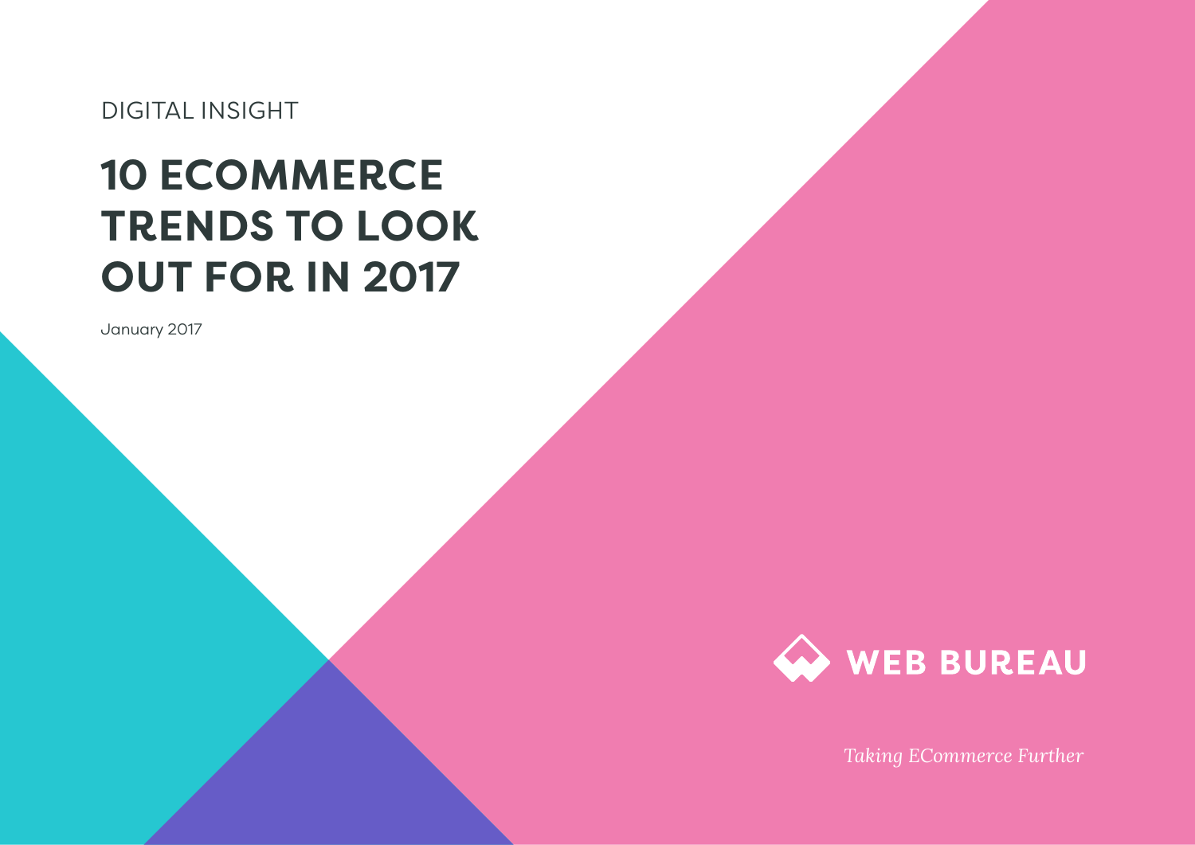DIGITAL INSIGHT

# 10 ECOMMERCE TRENDS TO LOOK OUT FOR IN 2017

January 2017

WEB BUREAU

*Taking ECommerce Further*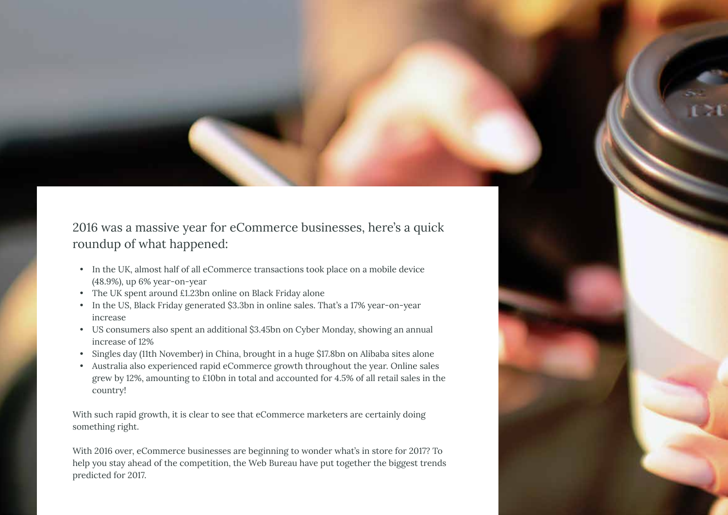2016 was a massive year for eCommerce businesses, here's a quick roundup of what happened:

- In the UK, almost half of all eCommerce transactions took place on a mobile device (48.9%), up 6% year-on-year
- The UK spent around £1.23bn online on Black Friday alone
- In the US, Black Friday generated $3.3bn in online sales. That's a 17% year-on-year increase
- US consumers also spent an additional $3.45bn on Cyber Monday, showing an annual increase of 12%
- Singles day (11th November) in China, brought in a huge $17.8bn on Alibaba sites alone
- Australia also experienced rapid eCommerce growth throughout the year. Online sales grew by 12%, amounting to £10bn in total and accounted for 4.5% of all retail sales in the country!

With such rapid growth, it is clear to see that eCommerce marketers are certainly doing something right.

With 2016 over, eCommerce businesses are beginning to wonder what's in store for 2017? To help you stay ahead of the competition, the Web Bureau have put together the biggest trends predicted for 2017.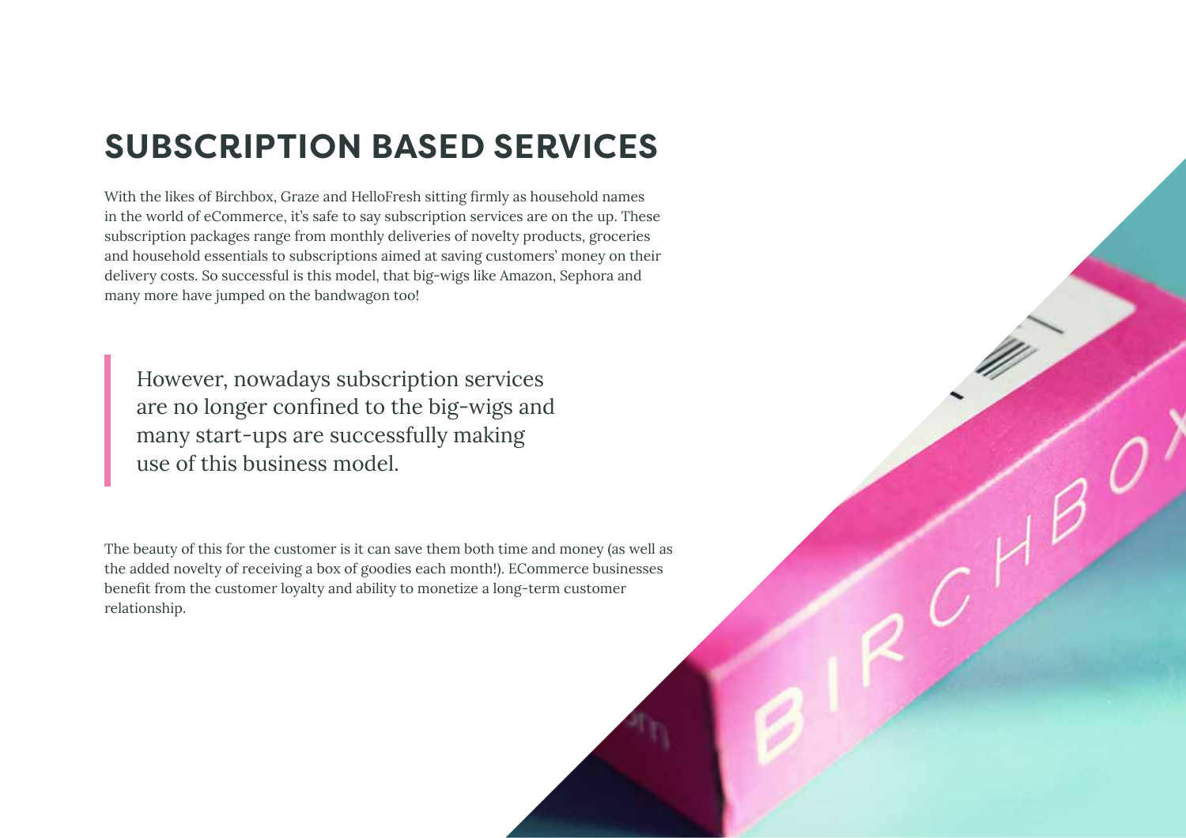# SUBSCRIPTION BASED SERVICES

With the likes of Birchbox, Graze and HelloFresh sitting firmly as household names in the world of eCommerce, it's safe to say subscription services are on the up. These subscription packages range from monthly deliveries of novelty products, groceries and household essentials to subscriptions aimed at saving customers' money on their delivery costs. So successful is this model, that big-wigs like Amazon, Sephora and many more have jumped on the bandwagon too!

> However, nowadays subscription services are no longer confined to the big-wigs and many start-ups are successfully making use of this business model.

The beauty of this for the customer is it can save them both time and money (as well as the added novelty of receiving a box of goodies each month!). ECommerce businesses benefit from the customer loyalty and ability to monetize a long-term customer relationship.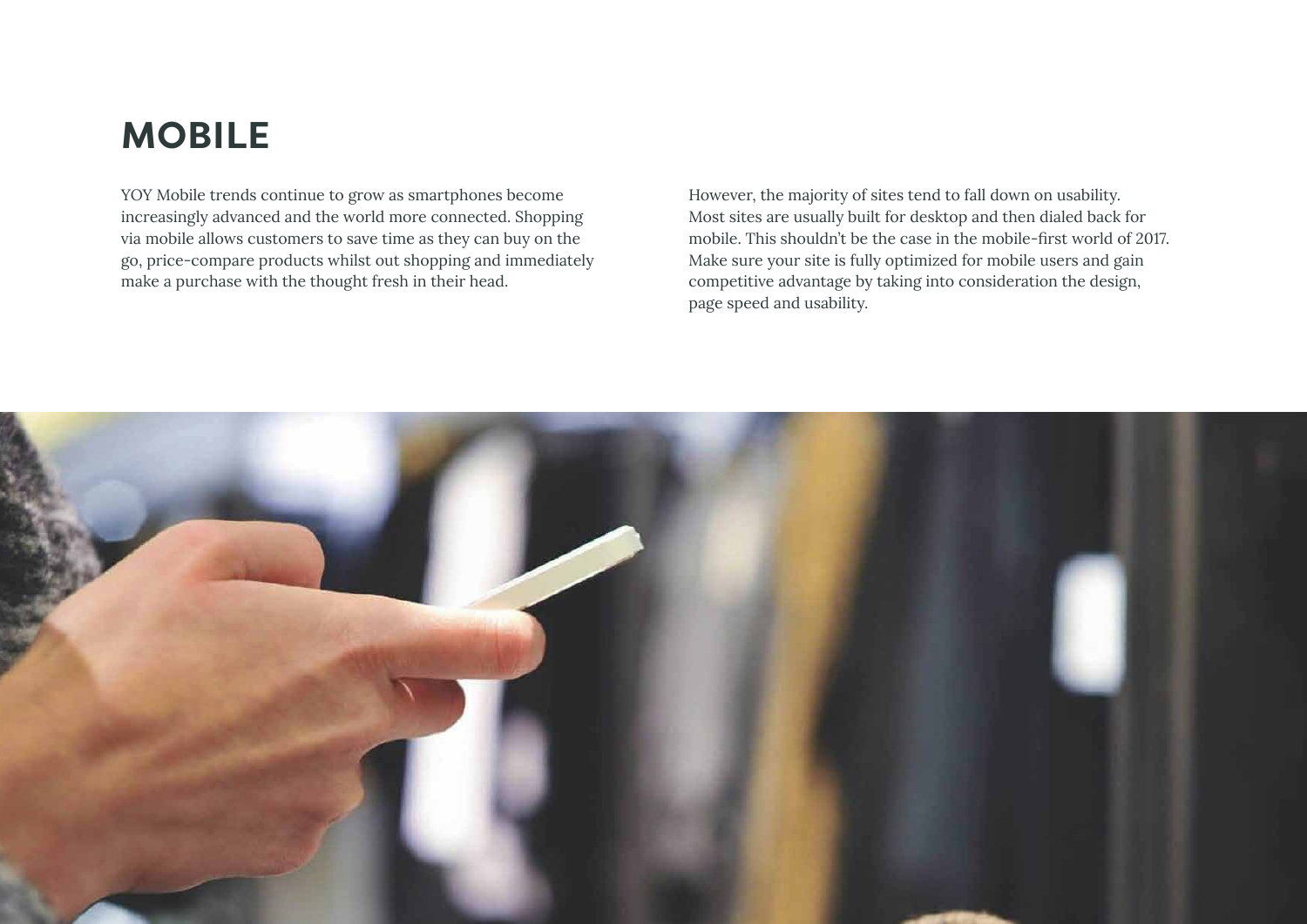# MOBILE

YOY Mobile trends continue to grow as smartphones become increasingly advanced and the world more connected. Shopping via mobile allows customers to save time as they can buy on the go, price-compare products whilst out shopping and immediately make a purchase with the thought fresh in their head.

However, the majority of sites tend to fall down on usability. Most sites are usually built for desktop and then dialed back for mobile. This shouldn't be the case in the mobile-first world of 2017. Make sure your site is fully optimized for mobile users and gain competitive advantage by taking into consideration the design, page speed and usability.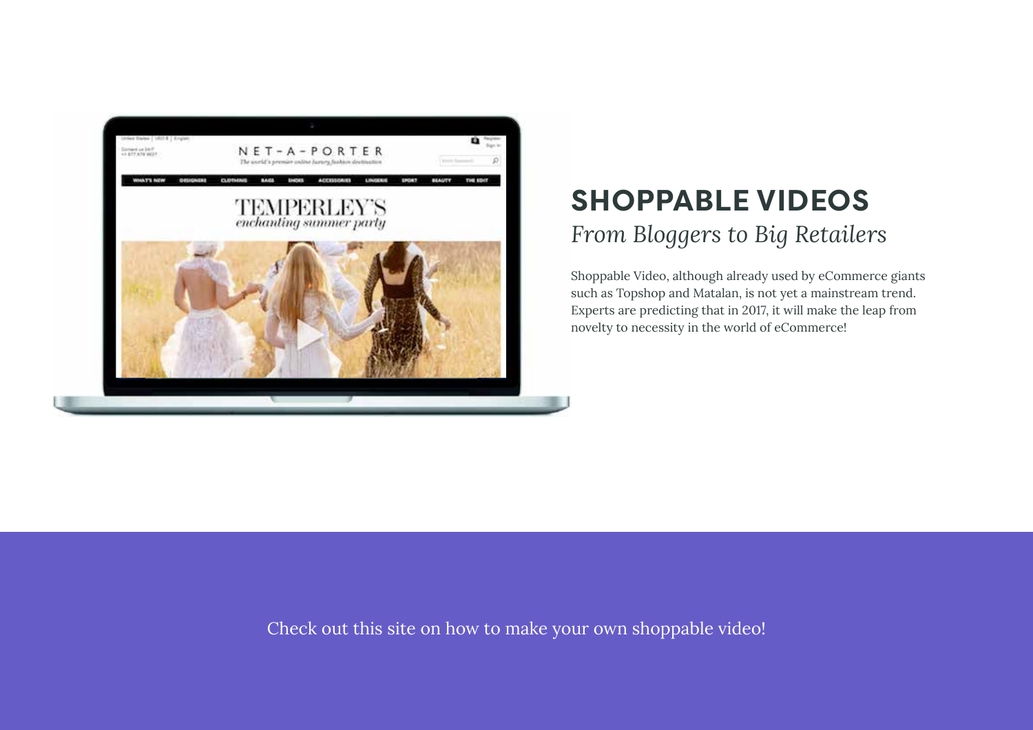## SHOPPABLE VIDEOS

*From Bloggers to Big Retailers*

Shoppable Video, although already used by eCommerce giants such as Topshop and Matalan, is not yet a mainstream trend. Experts are predicting that in 2017, it will make the leap from novelty to necessity in the world of eCommerce!

Check out this site on how to make your own shoppable video!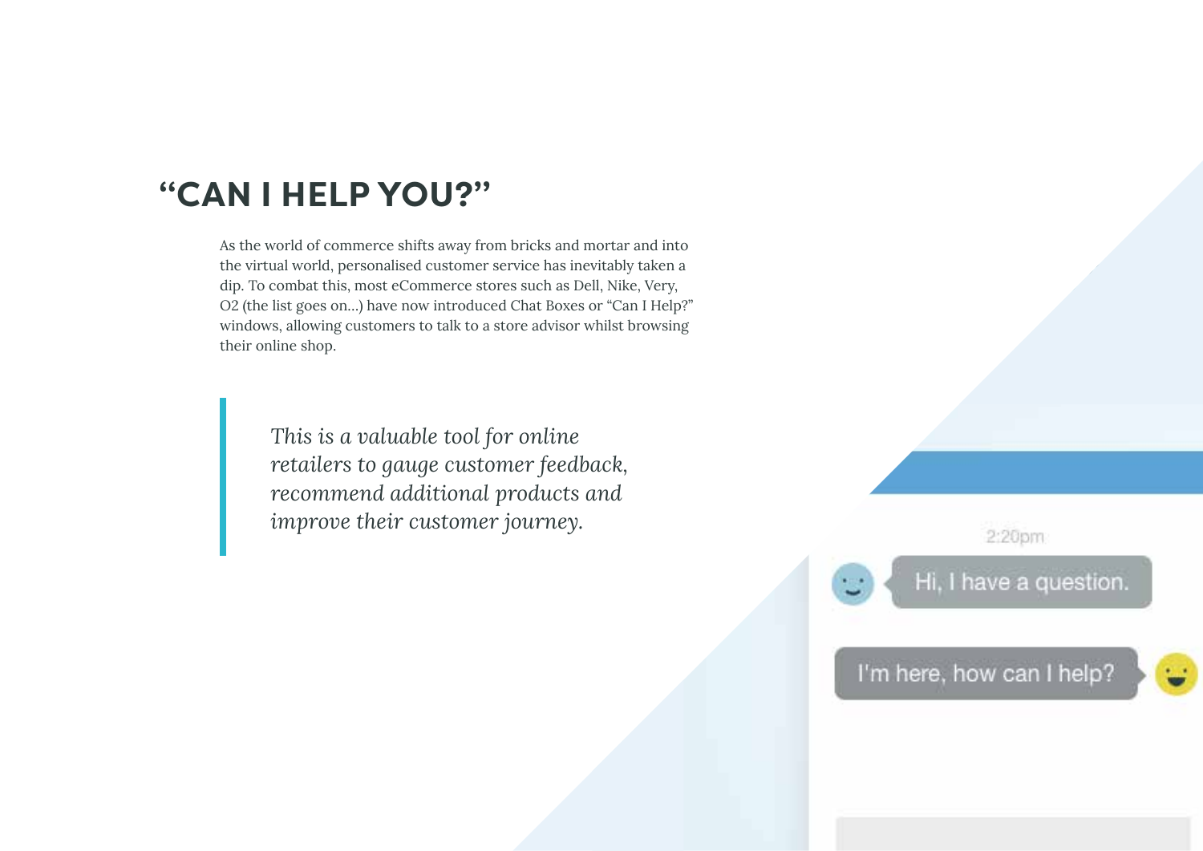# "CAN I HELP YOU?"

As the world of commerce shifts away from bricks and mortar and into the virtual world, personalised customer service has inevitably taken a dip. To combat this, most eCommerce stores such as Dell, Nike, Very, O2 (the list goes on...) have now introduced Chat Boxes or "Can I Help?" windows, allowing customers to talk to a store advisor whilst browsing their online shop.

> *This is a valuable tool for online retailers to gauge customer feedback, recommend additional products and improve their customer journey.*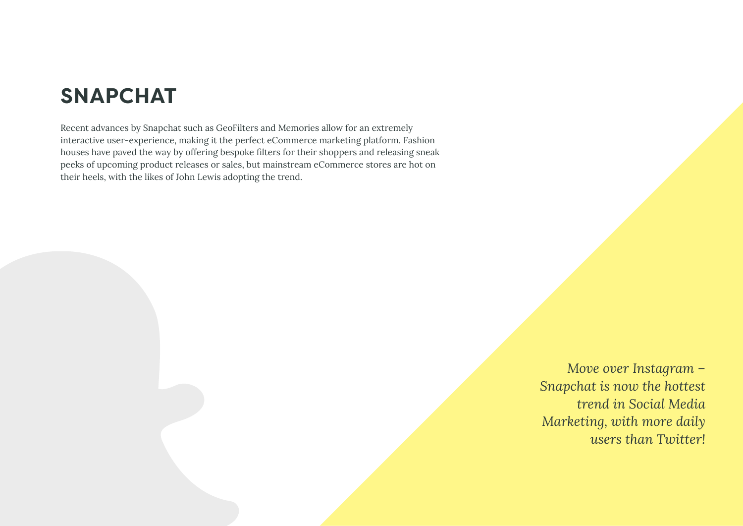# SNAPCHAT

Recent advances by Snapchat such as GeoFilters and Memories allow for an extremely interactive user-experience, making it the perfect eCommerce marketing platform. Fashion houses have paved the way by offering bespoke filters for their shoppers and releasing sneak peeks of upcoming product releases or sales, but mainstream eCommerce stores are hot on their heels, with the likes of John Lewis adopting the trend.

*Move over Instagram – Snapchat is now the hottest trend in Social Media Marketing, with more daily users than Twitter!*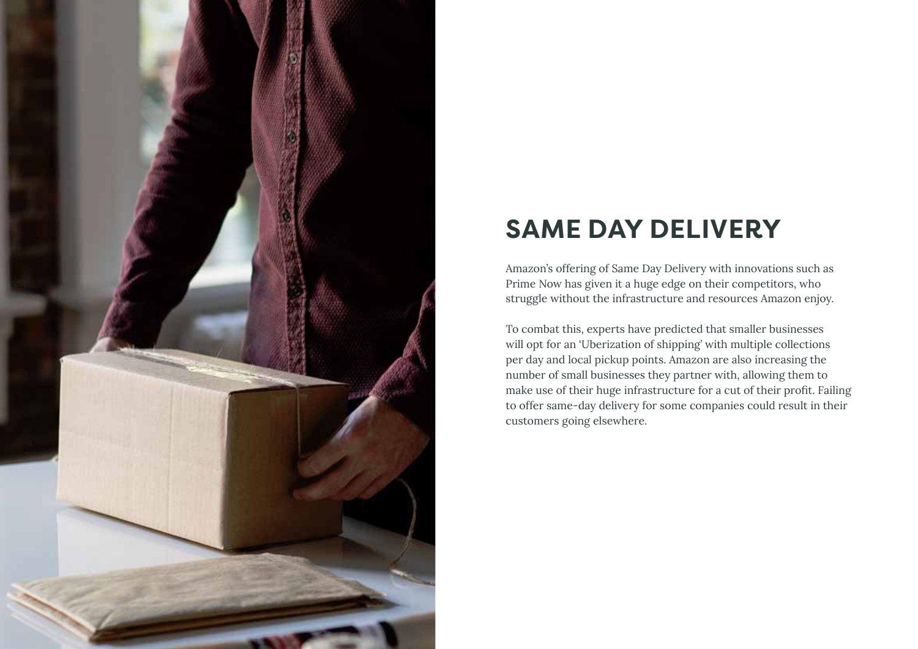# SAME DAY DELIVERY

Amazon's offering of Same Day Delivery with innovations such as Prime Now has given it a huge edge on their competitors, who struggle without the infrastructure and resources Amazon enjoy.

To combat this, experts have predicted that smaller businesses will opt for an 'Uberization of shipping' with multiple collections per day and local pickup points. Amazon are also increasing the number of small businesses they partner with, allowing them to make use of their huge infrastructure for a cut of their profit. Failing to offer same-day delivery for some companies could result in their customers going elsewhere.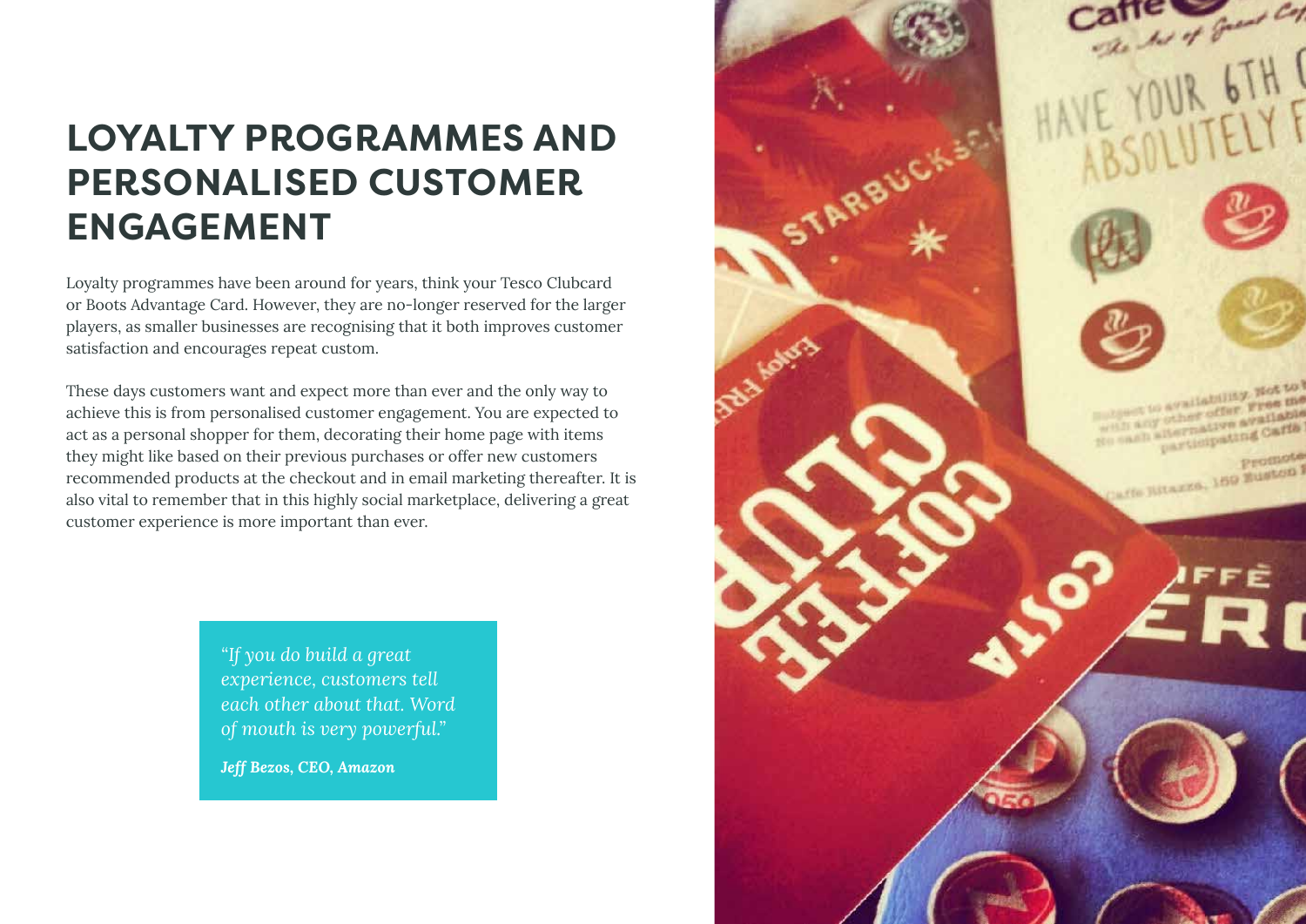# LOYALTY PROGRAMMES AND PERSONALISED CUSTOMER ENGAGEMENT

Loyalty programmes have been around for years, think your Tesco Clubcard or Boots Advantage Card. However, they are no-longer reserved for the larger players, as smaller businesses are recognising that it both improves customer satisfaction and encourages repeat custom.

These days customers want and expect more than ever and the only way to achieve this is from personalised customer engagement. You are expected to act as a personal shopper for them, decorating their home page with items they might like based on their previous purchases or offer new customers recommended products at the checkout and in email marketing thereafter. It is also vital to remember that in this highly social marketplace, delivering a great customer experience is more important than ever.

> *"If you do build a great experience, customers tell each other about that. Word of mouth is very powerful."*
>
> ***Jeff Bezos, CEO, Amazon***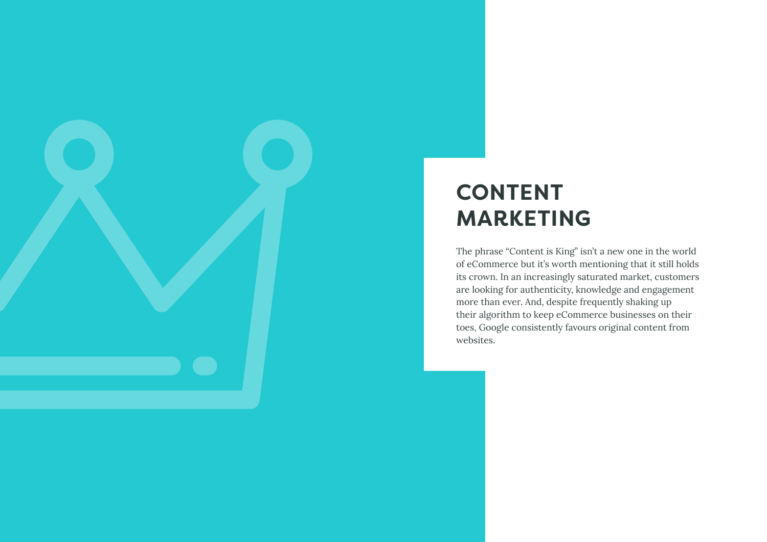# CONTENT MARKETING

The phrase “Content is King” isn’t a new one in the world of eCommerce but it’s worth mentioning that it still holds its crown. In an increasingly saturated market, customers are looking for authenticity, knowledge and engagement more than ever. And, despite frequently shaking up their algorithm to keep eCommerce businesses on their toes, Google consistently favours original content from websites.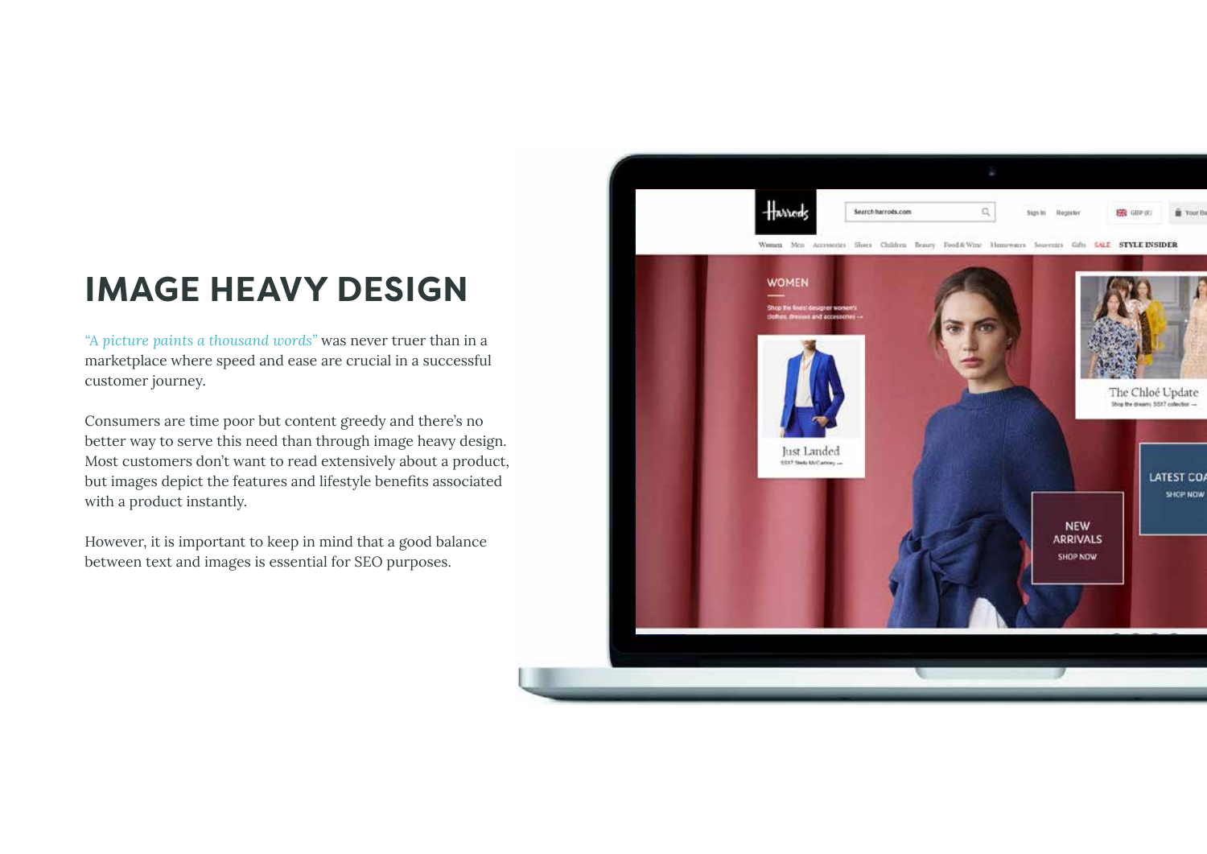# IMAGE HEAVY DESIGN

*"A picture paints a thousand words"* was never truer than in a marketplace where speed and ease are crucial in a successful customer journey.

Consumers are time poor but content greedy and there's no better way to serve this need than through image heavy design. Most customers don't want to read extensively about a product, but images depict the features and lifestyle benefits associated with a product instantly.

However, it is important to keep in mind that a good balance between text and images is essential for SEO purposes.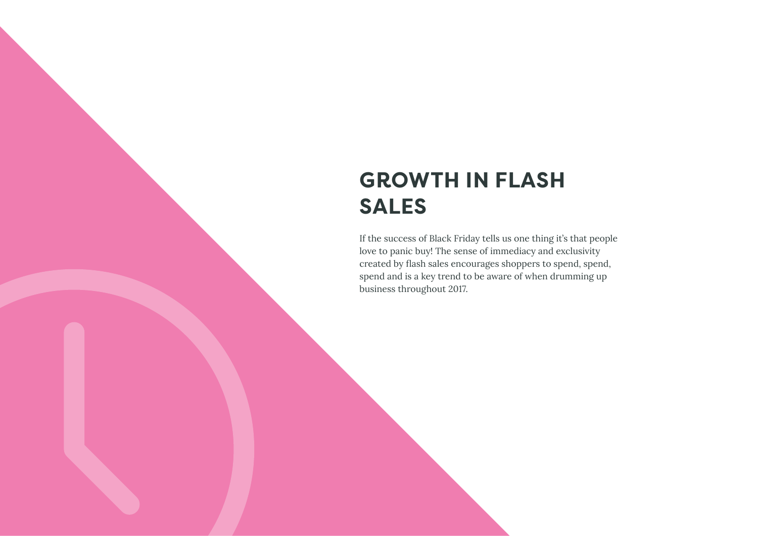## GROWTH IN FLASH SALES

If the success of Black Friday tells us one thing it's that people love to panic buy! The sense of immediacy and exclusivity created by flash sales encourages shoppers to spend, spend, spend and is a key trend to be aware of when drumming up business throughout 2017.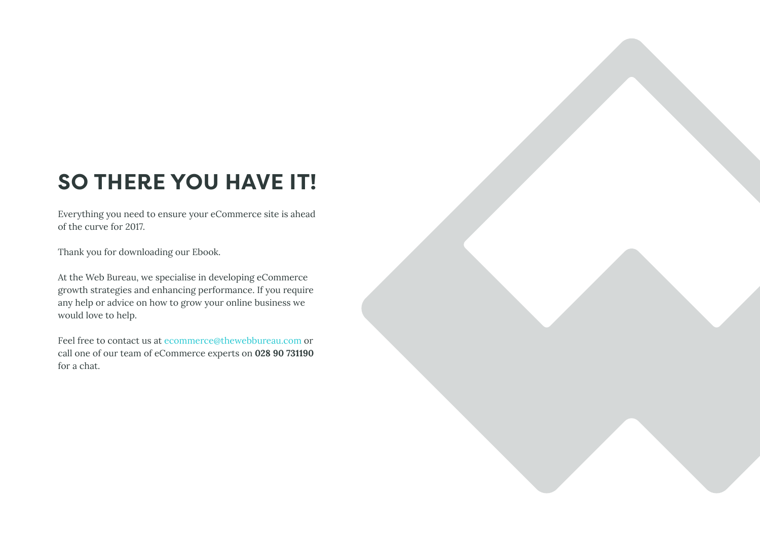# SO THERE YOU HAVE IT!

Everything you need to ensure your eCommerce site is ahead of the curve for 2017.

Thank you for downloading our Ebook.

At the Web Bureau, we specialise in developing eCommerce growth strategies and enhancing performance. If you require any help or advice on how to grow your online business we would love to help.

Feel free to contact us at ecommerce@thewebbureau.com or call one of our team of eCommerce experts on **028 90 731190** for a chat.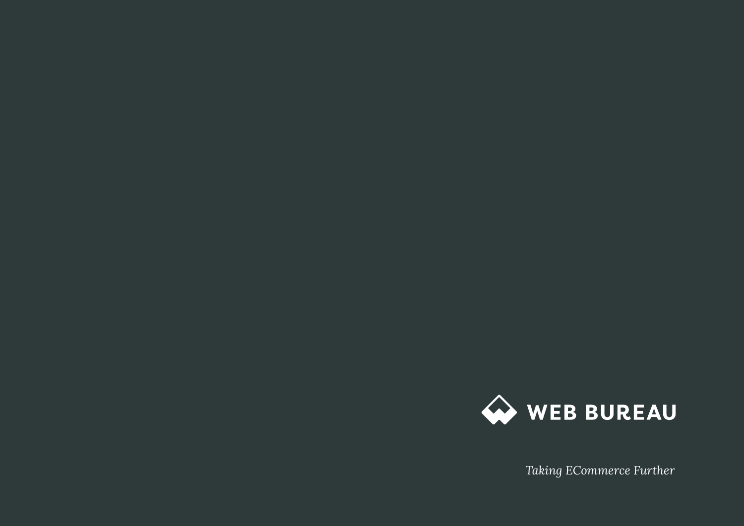WEB BUREAU

*Taking ECommerce Further*